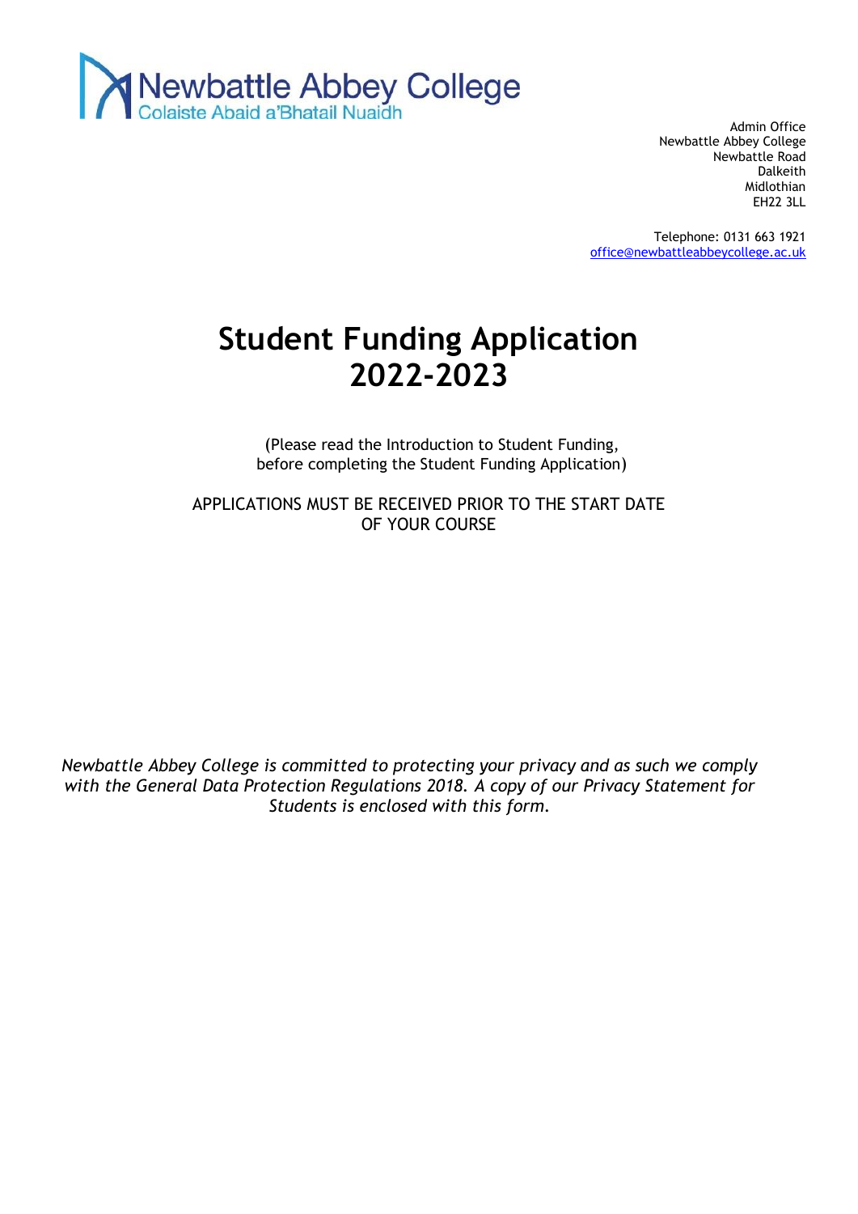Newbattle Abbey College

Colaiste Abaid a'Bhatail Nuaidh

Admin Office
Newbattle Abbey College
Newbattle Road
Dalkeith
Midlothian
EH22 3LL

Telephone: 0131 663 1921
office@newbattleabbeycollege.ac.uk

# Student Funding Application 2022-2023

(Please read the Introduction to Student Funding, before completing the Student Funding Application)

APPLICATIONS MUST BE RECEIVED PRIOR TO THE START DATE OF YOUR COURSE

*Newbattle Abbey College is committed to protecting your privacy and as such we comply with the General Data Protection Regulations 2018. A copy of our Privacy Statement for Students is enclosed with this form.*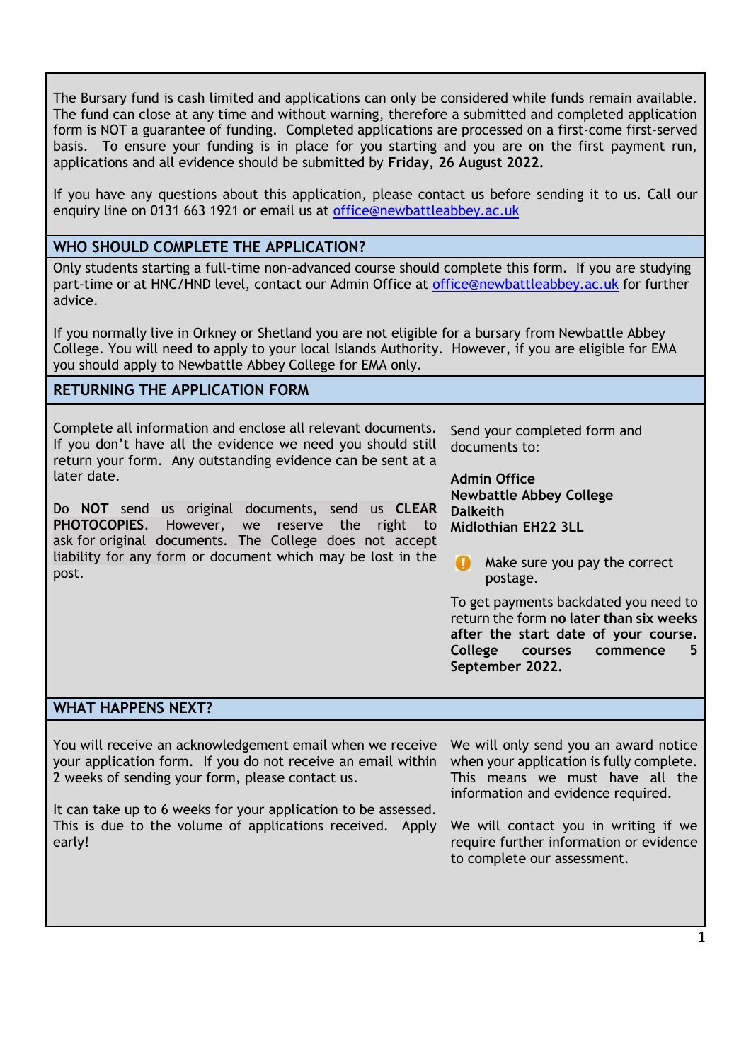The Bursary fund is cash limited and applications can only be considered while funds remain available. The fund can close at any time and without warning, therefore a submitted and completed application form is NOT a guarantee of funding. Completed applications are processed on a first-come first-served basis. To ensure your funding is in place for you starting and you are on the first payment run, applications and all evidence should be submitted by **Friday, 26 August 2022.**

If you have any questions about this application, please contact us before sending it to us. Call our enquiry line on 0131 663 1921 or email us at office@newbattleabbey.ac.uk

## WHO SHOULD COMPLETE THE APPLICATION?

Only students starting a full-time non-advanced course should complete this form. If you are studying part-time or at HNC/HND level, contact our Admin Office at office@newbattleabbey.ac.uk for further advice.

If you normally live in Orkney or Shetland you are not eligible for a bursary from Newbattle Abbey College. You will need to apply to your local Islands Authority. However, if you are eligible for EMA you should apply to Newbattle Abbey College for EMA only.

## RETURNING THE APPLICATION FORM

Complete all information and enclose all relevant documents. If you don't have all the evidence we need you should still return your form. Any outstanding evidence can be sent at a later date.

Do **NOT** send us original documents, send us **CLEAR PHOTOCOPIES**. However, we reserve the right to ask for original documents. The College does not accept liability for any form or document which may be lost in the post.

Send your completed form and documents to:

**Admin Office**
**Newbattle Abbey College**
**Dalkeith**
**Midlothian EH22 3LL**

Make sure you pay the correct postage.

To get payments backdated you need to return the form **no later than six weeks after the start date of your course. College courses commence 5 September 2022.**

## WHAT HAPPENS NEXT?

You will receive an acknowledgement email when we receive your application form. If you do not receive an email within 2 weeks of sending your form, please contact us.

It can take up to 6 weeks for your application to be assessed. This is due to the volume of applications received. Apply early!

We will only send you an award notice when your application is fully complete. This means we must have all the information and evidence required.

We will contact you in writing if we require further information or evidence to complete our assessment.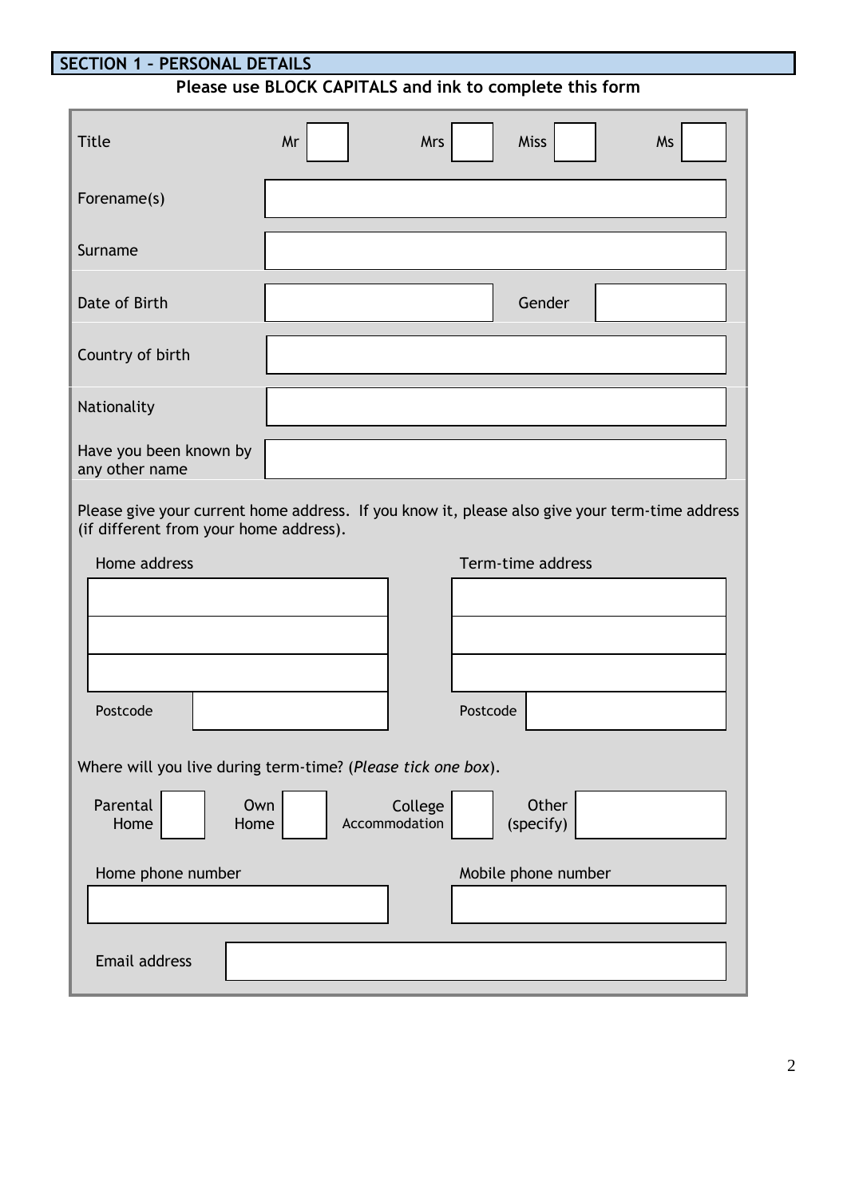## SECTION 1 – PERSONAL DETAILS

**Please use BLOCK CAPITALS and ink to complete this form**

| | | | | | | | |
|---|---|---|---|---|---|---|---|
| Title | Mr | | Mrs | | Miss | | Ms |

| | |
|---|---|
| Forename(s) | |
| Surname | |

| | | | |
|---|---|---|---|
| Date of Birth | | Gender | |

| | |
|---|---|
| Country of birth | |
| Nationality | |
| Have you been known by any other name | |

Please give your current home address. If you know it, please also give your term-time address (if different from your home address).

| Home address | Term-time address |
|---|---|
| | |
| | |
| | |
| Postcode | Postcode |

Where will you live during term-time? (*Please tick one box*).

| | | | | | | | |
|---|---|---|---|---|---|---|---|
| Parental Home | | Own Home | | College Accommodation | | Other (specify) | |

| Home phone number | Mobile phone number |
|---|---|
| | |

| | |
|---|---|
| Email address | |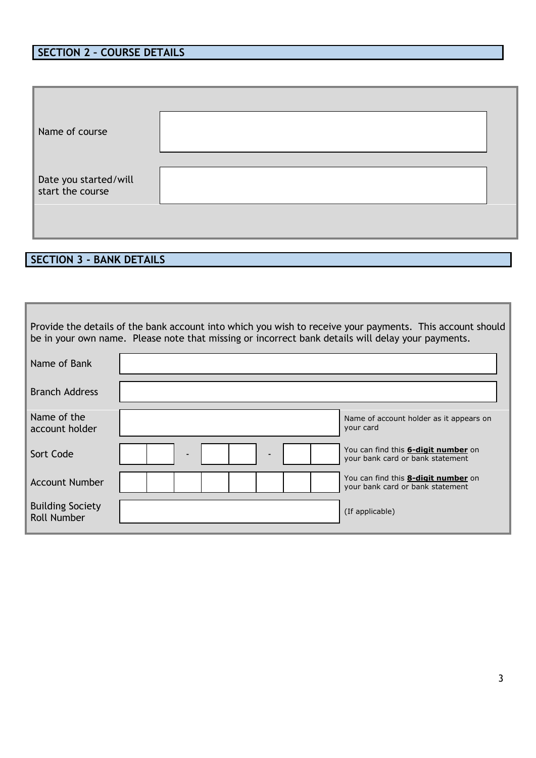## SECTION 2 – COURSE DETAILS

| | |
|---|---|
| Name of course | |
| Date you started/will start the course | |

## SECTION 3 - BANK DETAILS

Provide the details of the bank account into which you wish to receive your payments. This account should be in your own name. Please note that missing or incorrect bank details will delay your payments.

| | | |
|---|---|---|
| Name of Bank | | |
| Branch Address | | |
| Name of the account holder | | Name of account holder as it appears on your card |
| Sort Code | __ __ - __ __ - __ __ | You can find this **6-digit number** on your bank card or bank statement |
| Account Number | __ __ __ __ __ __ __ __ | You can find this **8-digit number** on your bank card or bank statement |
| Building Society Roll Number | | (If applicable) |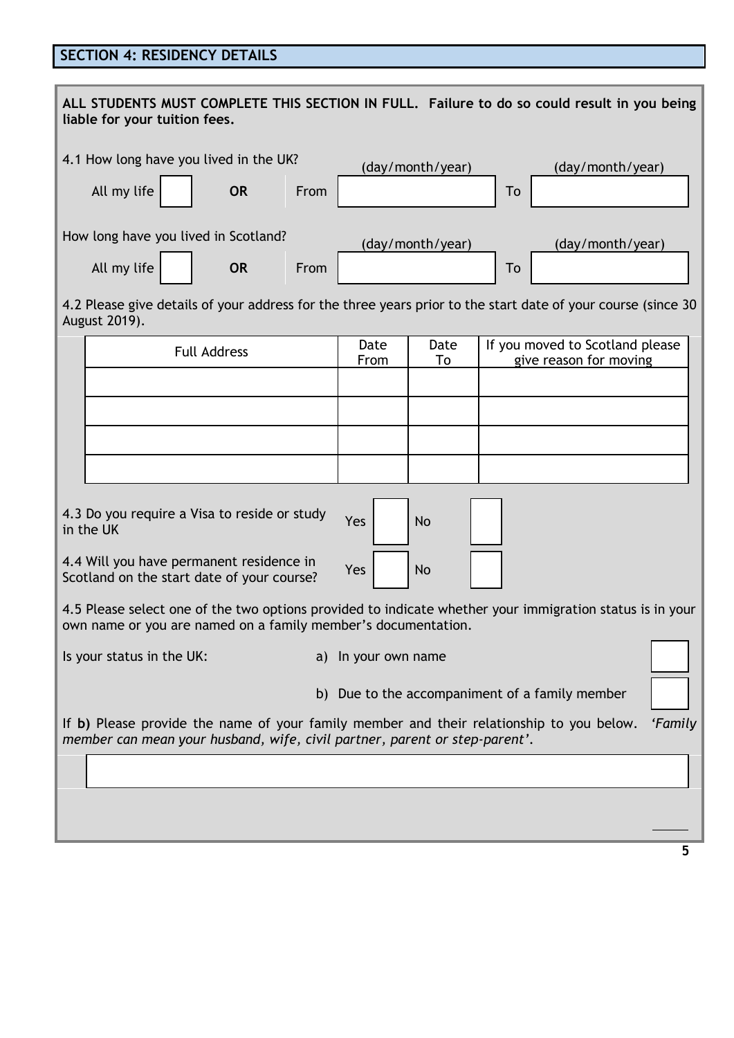## SECTION 4: RESIDENCY DETAILS

**ALL STUDENTS MUST COMPLETE THIS SECTION IN FULL. Failure to do so could result in you being liable for your tuition fees.**

4.1 How long have you lived in the UK?

All my life ☐ **OR** From (day/month/year) ________ To (day/month/year) ________

How long have you lived in Scotland?

All my life ☐ **OR** From (day/month/year) ________ To (day/month/year) ________

4.2 Please give details of your address for the three years prior to the start date of your course (since 30 August 2019).

| Full Address | Date From | Date To | If you moved to Scotland please give reason for moving |
|---|---|---|---|
| | | | |
| | | | |
| | | | |
| | | | |

4.3 Do you require a Visa to reside or study in the UK Yes ☐ No ☐

4.4 Will you have permanent residence in Scotland on the start date of your course? Yes ☐ No ☐

4.5 Please select one of the two options provided to indicate whether your immigration status is in your own name or you are named on a family member's documentation.

Is your status in the UK:

a) In your own name ☐

b) Due to the accompaniment of a family member ☐

If **b)** Please provide the name of your family member and their relationship to you below. *'Family member can mean your husband, wife, civil partner, parent or step-parent'.*

________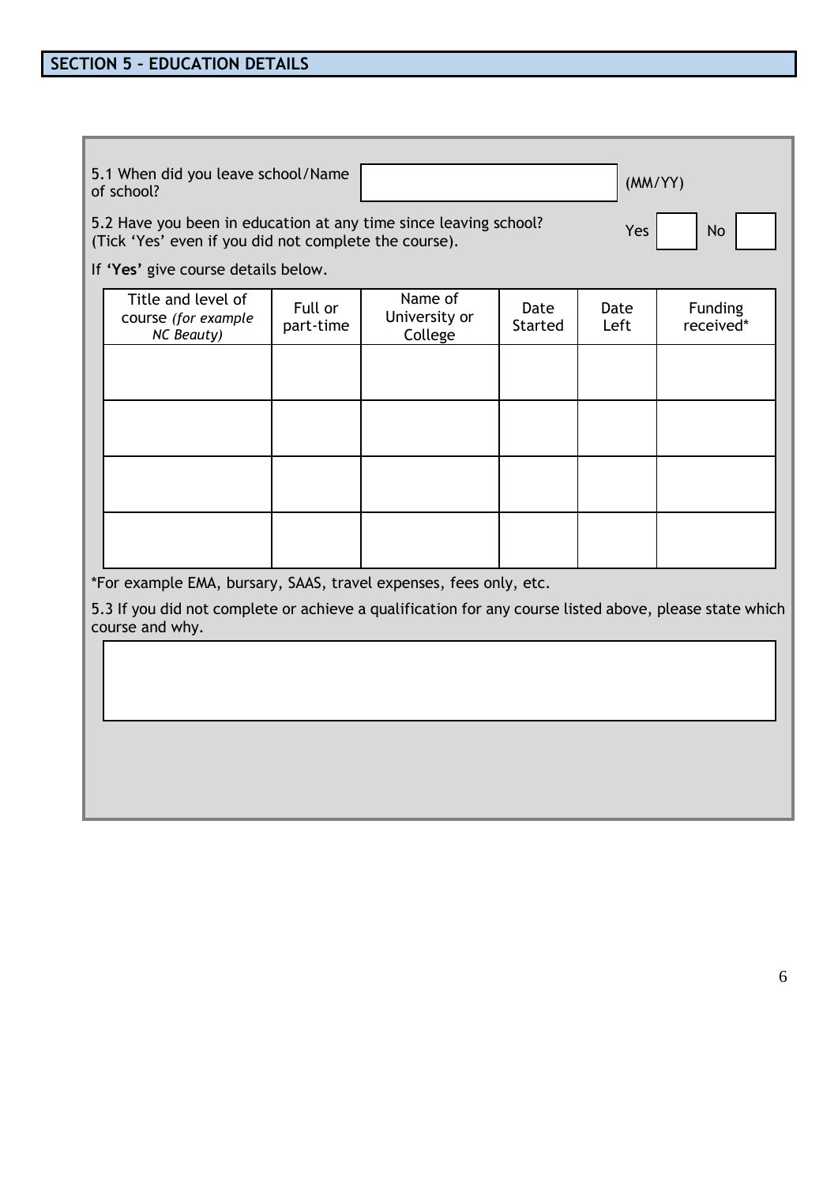## SECTION 5 – EDUCATION DETAILS

5.1 When did you leave school/Name of school? (MM/YY)

5.2 Have you been in education at any time since leaving school? (Tick 'Yes' even if you did not complete the course). Yes ☐ No ☐

If **'Yes'** give course details below.

| Title and level of course *(for example NC Beauty)* | Full or part-time | Name of University or College | Date Started | Date Left | Funding received* |
|---|---|---|---|---|---|
| | | | | | |
| | | | | | |
| | | | | | |
| | | | | | |

*For example EMA, bursary, SAAS, travel expenses, fees only, etc.

5.3 If you did not complete or achieve a qualification for any course listed above, please state which course and why.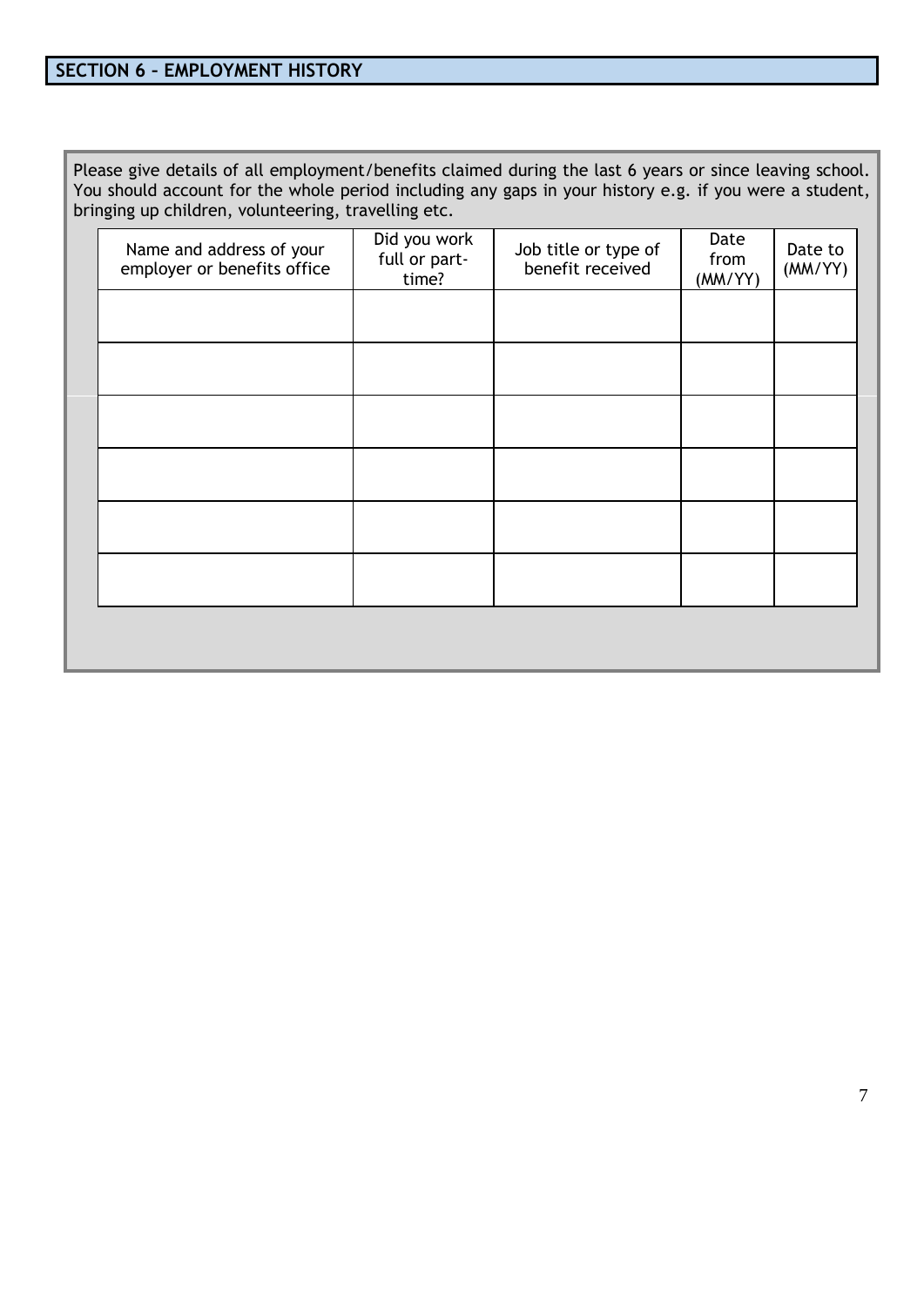## SECTION 6 – EMPLOYMENT HISTORY

Please give details of all employment/benefits claimed during the last 6 years or since leaving school. You should account for the whole period including any gaps in your history e.g. if you were a student, bringing up children, volunteering, travelling etc.

| Name and address of your employer or benefits office | Did you work full or part-time? | Job title or type of benefit received | Date from (MM/YY) | Date to (MM/YY) |
|---|---|---|---|---|
| | | | | |
| | | | | |
| | | | | |
| | | | | |
| | | | | |
| | | | | |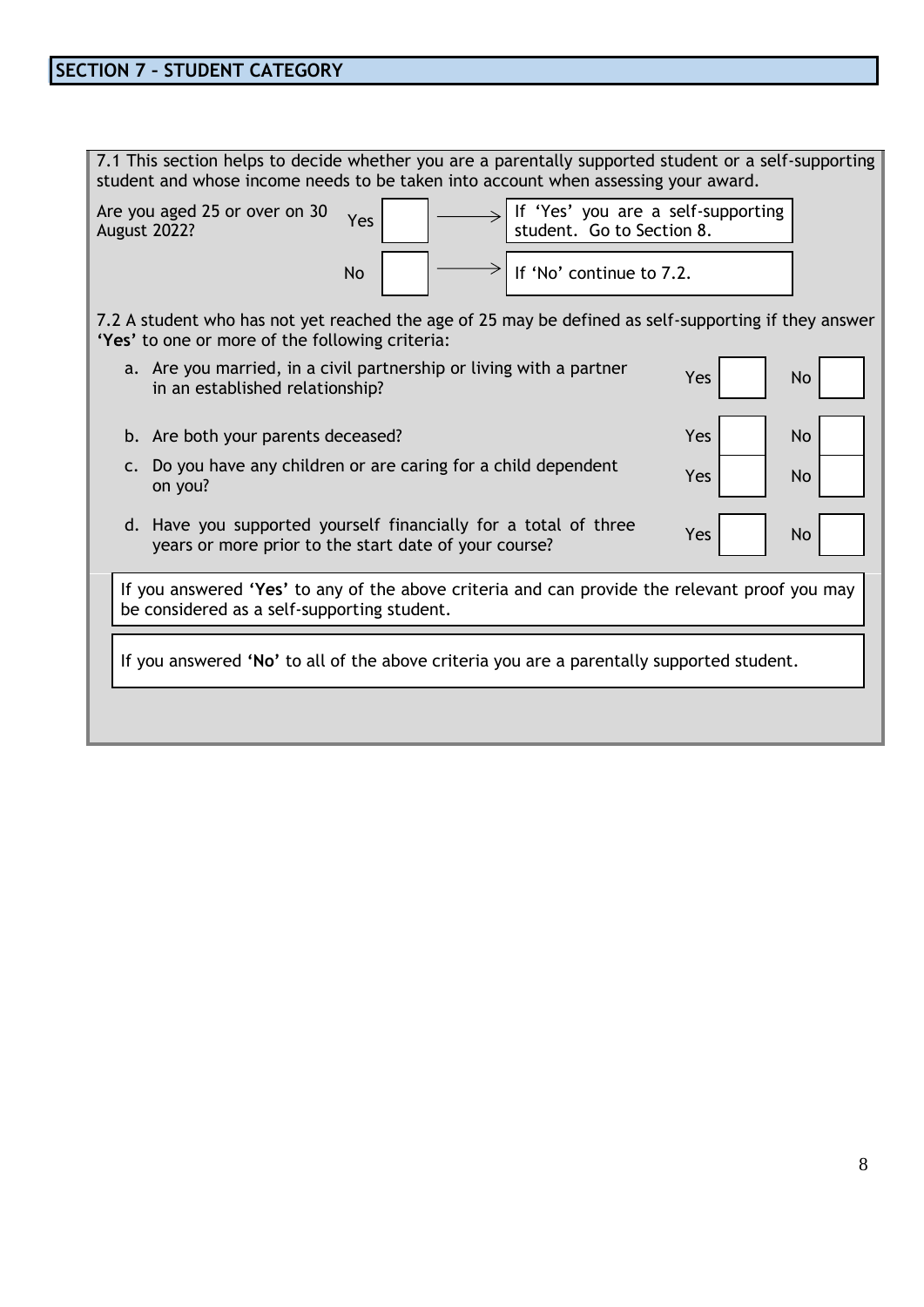## SECTION 7 – STUDENT CATEGORY

7.1 This section helps to decide whether you are a parentally supported student or a self-supporting student and whose income needs to be taken into account when assessing your award.

| Are you aged 25 or over on 30 August 2022? | | | |
|---|---|---|---|
| Yes | ☐ | → | If 'Yes' you are a self-supporting student. Go to Section 8. |
| No | ☐ | → | If 'No' continue to 7.2. |

7.2 A student who has not yet reached the age of 25 may be defined as self-supporting if they answer **'Yes'** to one or more of the following criteria:

| | | | | |
|---|---|---|---|---|
| a. Are you married, in a civil partnership or living with a partner in an established relationship? | Yes | ☐ | No | ☐ |
| b. Are both your parents deceased? | Yes | ☐ | No | ☐ |
| c. Do you have any children or are caring for a child dependent on you? | Yes | ☐ | No | ☐ |
| d. Have you supported yourself financially for a total of three years or more prior to the start date of your course? | Yes | ☐ | No | ☐ |

If you answered **'Yes'** to any of the above criteria and can provide the relevant proof you may be considered as a self-supporting student.

If you answered **'No'** to all of the above criteria you are a parentally supported student.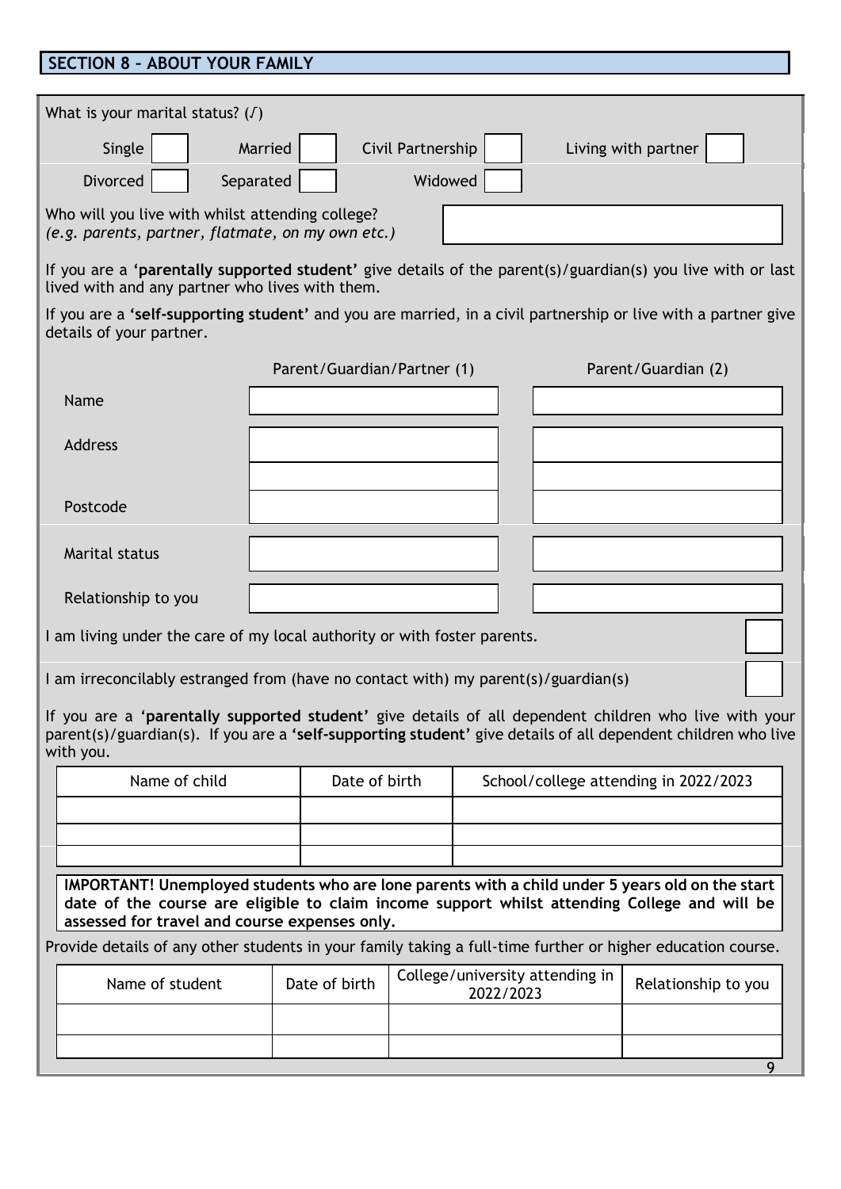## SECTION 8 – ABOUT YOUR FAMILY

What is your marital status? (✓)

| | | | |
|---|---|---|---|
| Single ☐ | Married ☐ | Civil Partnership ☐ | Living with partner ☐ |
| Divorced ☐ | Separated ☐ | Widowed ☐ | |

Who will you live with whilst attending college?
*(e.g. parents, partner, flatmate, on my own etc.)*

If you are a **'parentally supported student'** give details of the parent(s)/guardian(s) you live with or last lived with and any partner who lives with them.

If you are a **'self-supporting student'** and you are married, in a civil partnership or live with a partner give details of your partner.

| | Parent/Guardian/Partner (1) | Parent/Guardian (2) |
|---|---|---|
| Name | | |
| Address | | |
| | | |
| Postcode | | |
| Marital status | | |
| Relationship to you | | |

I am living under the care of my local authority or with foster parents. ☐

I am irreconcilably estranged from (have no contact with) my parent(s)/guardian(s) ☐

If you are a '**parentally supported student**' give details of all dependent children who live with your parent(s)/guardian(s). If you are a **'self-supporting student'** give details of all dependent children who live with you.

| Name of child | Date of birth | School/college attending in 2022/2023 |
|---|---|---|
| | | |
| | | |
| | | |

**IMPORTANT! Unemployed students who are lone parents with a child under 5 years old on the start date of the course are eligible to claim income support whilst attending College and will be assessed for travel and course expenses only.**

Provide details of any other students in your family taking a full-time further or higher education course.

| Name of student | Date of birth | College/university attending in 2022/2023 | Relationship to you |
|---|---|---|---|
| | | | |
| | | | |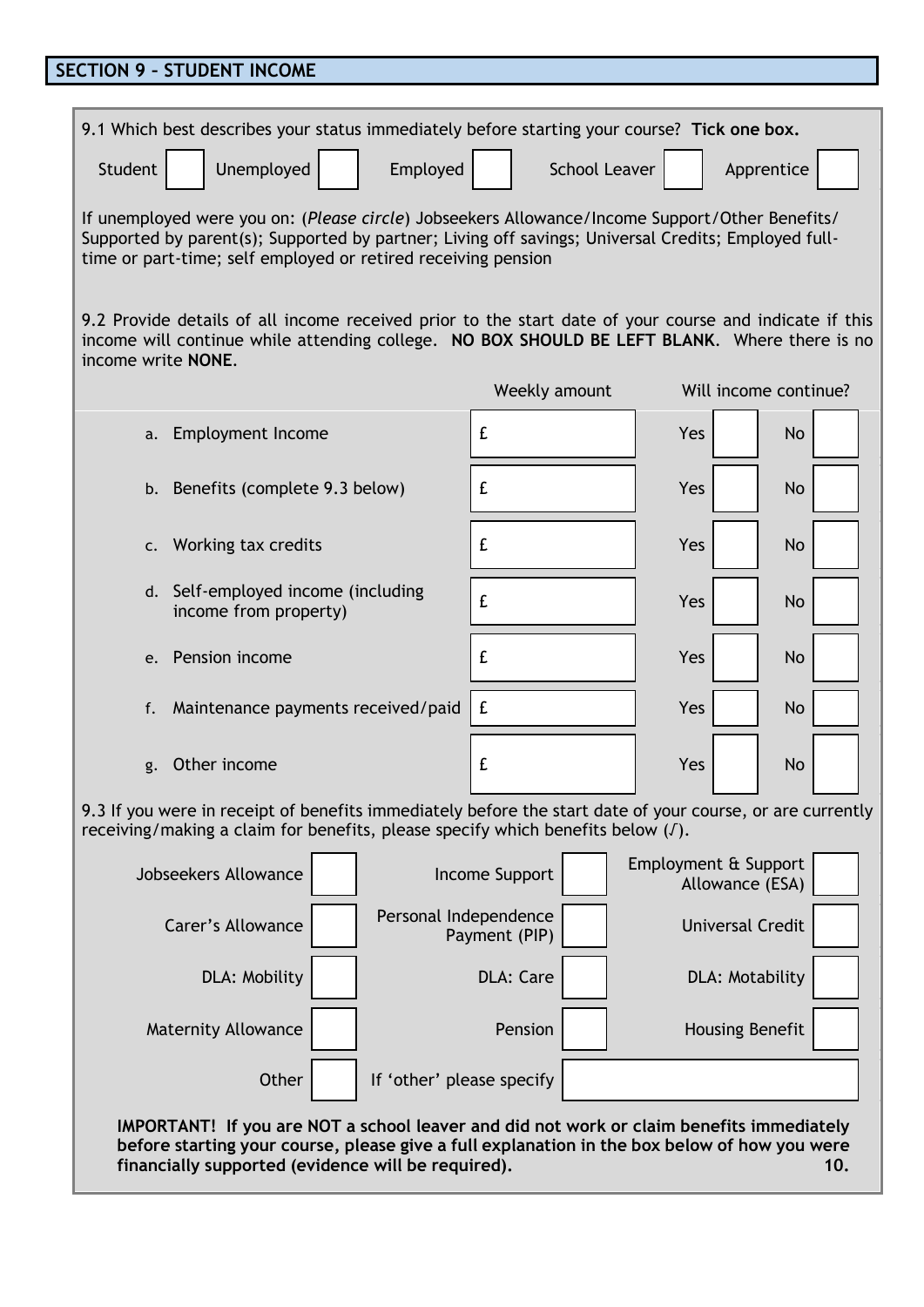## SECTION 9 – STUDENT INCOME

9.1 Which best describes your status immediately before starting your course? **Tick one box.**

| Student | Unemployed | Employed | School Leaver | Apprentice |
|---|---|---|---|---|
| ☐ | ☐ | ☐ | ☐ | ☐ |

If unemployed were you on: (*Please circle*) Jobseekers Allowance/Income Support/Other Benefits/ Supported by parent(s); Supported by partner; Living off savings; Universal Credits; Employed full-time or part-time; self employed or retired receiving pension

9.2 Provide details of all income received prior to the start date of your course and indicate if this income will continue while attending college. **NO BOX SHOULD BE LEFT BLANK**. Where there is no income write **NONE**.

| | Weekly amount | Will income continue? | |
|---|---|---|---|
| a. Employment Income | £ | Yes ☐ | No ☐ |
| b. Benefits (complete 9.3 below) | £ | Yes ☐ | No ☐ |
| c. Working tax credits | £ | Yes ☐ | No ☐ |
| d. Self-employed income (including income from property) | £ | Yes ☐ | No ☐ |
| e. Pension income | £ | Yes ☐ | No ☐ |
| f. Maintenance payments received/paid | £ | Yes ☐ | No ☐ |
| g. Other income | £ | Yes ☐ | No ☐ |

9.3 If you were in receipt of benefits immediately before the start date of your course, or are currently receiving/making a claim for benefits, please specify which benefits below (✓).

| | | | | | |
|---|---|---|---|---|---|
| Jobseekers Allowance | ☐ | Income Support | ☐ | Employment & Support Allowance (ESA) | ☐ |
| Carer's Allowance | ☐ | Personal Independence Payment (PIP) | ☐ | Universal Credit | ☐ |
| DLA: Mobility | ☐ | DLA: Care | ☐ | DLA: Motability | ☐ |
| Maternity Allowance | ☐ | Pension | ☐ | Housing Benefit | ☐ |
| Other | ☐ | If 'other' please specify | | | |

**IMPORTANT! If you are NOT a school leaver and did not work or claim benefits immediately before starting your course, please give a full explanation in the box below of how you were financially supported (evidence will be required).**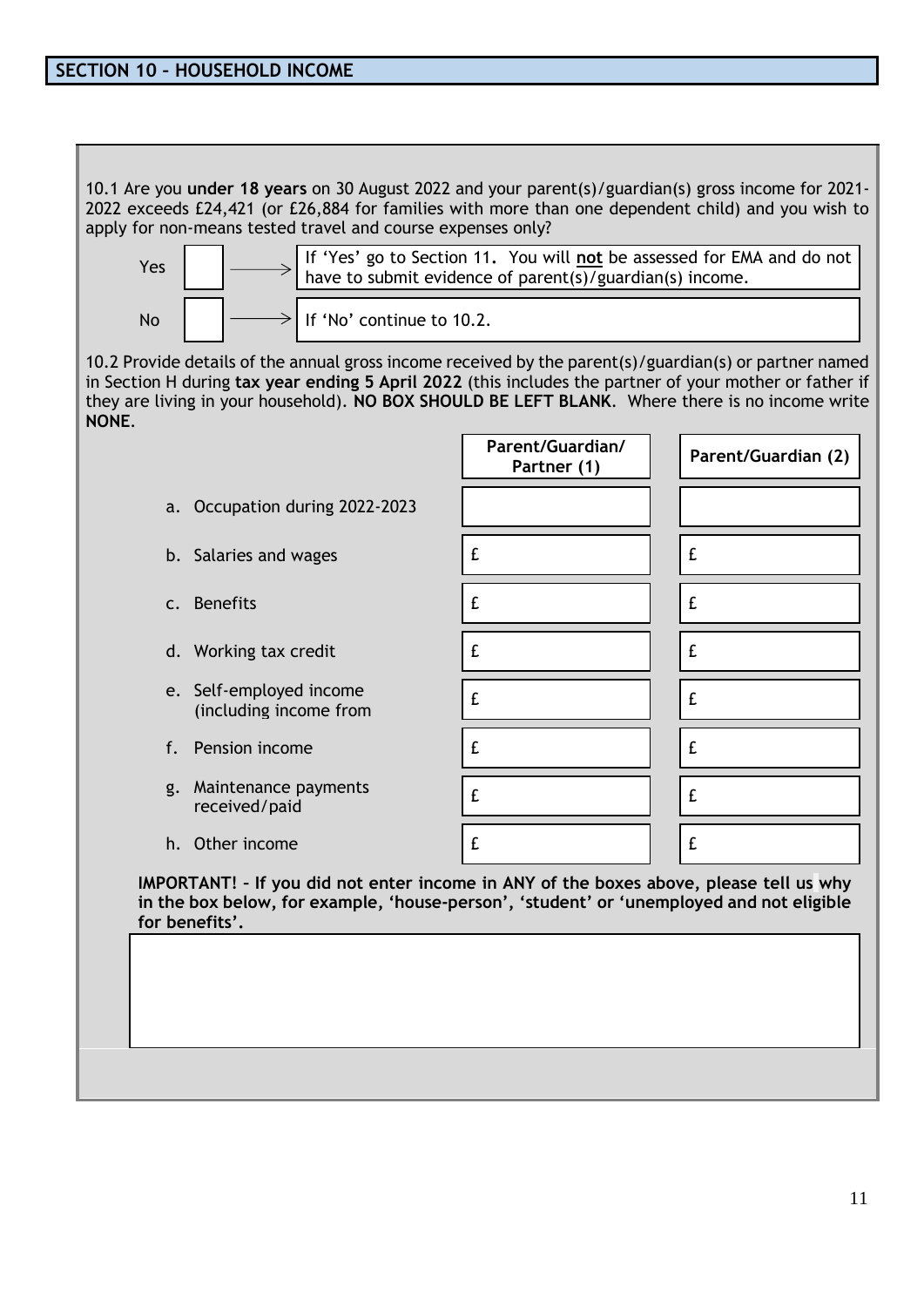## SECTION 10 – HOUSEHOLD INCOME

10.1 Are you **under 18 years** on 30 August 2022 and your parent(s)/guardian(s) gross income for 2021-2022 exceeds £24,421 (or £26,884 for families with more than one dependent child) and you wish to apply for non-means tested travel and course expenses only?

| | | |
|---|---|---|
| Yes | ☐ → | If 'Yes' go to Section 11**.** You will **not** be assessed for EMA and do not have to submit evidence of parent(s)/guardian(s) income. |
| No | ☐ → | If 'No' continue to 10.2. |

10.2 Provide details of the annual gross income received by the parent(s)/guardian(s) or partner named in Section H during **tax year ending 5 April 2022** (this includes the partner of your mother or father if they are living in your household). **NO BOX SHOULD BE LEFT BLANK**. Where there is no income write **NONE**.

| | Parent/Guardian/ Partner (1) | Parent/Guardian (2) |
|---|---|---|
| a. Occupation during 2022-2023 | | |
| b. Salaries and wages | £ | £ |
| c. Benefits | £ | £ |
| d. Working tax credit | £ | £ |
| e. Self-employed income (including income from | £ | £ |
| f. Pension income | £ | £ |
| g. Maintenance payments received/paid | £ | £ |
| h. Other income | £ | £ |

**IMPORTANT! – If you did not enter income in ANY of the boxes above, please tell us why in the box below, for example, 'house-person', 'student' or 'unemployed and not eligible for benefits'.**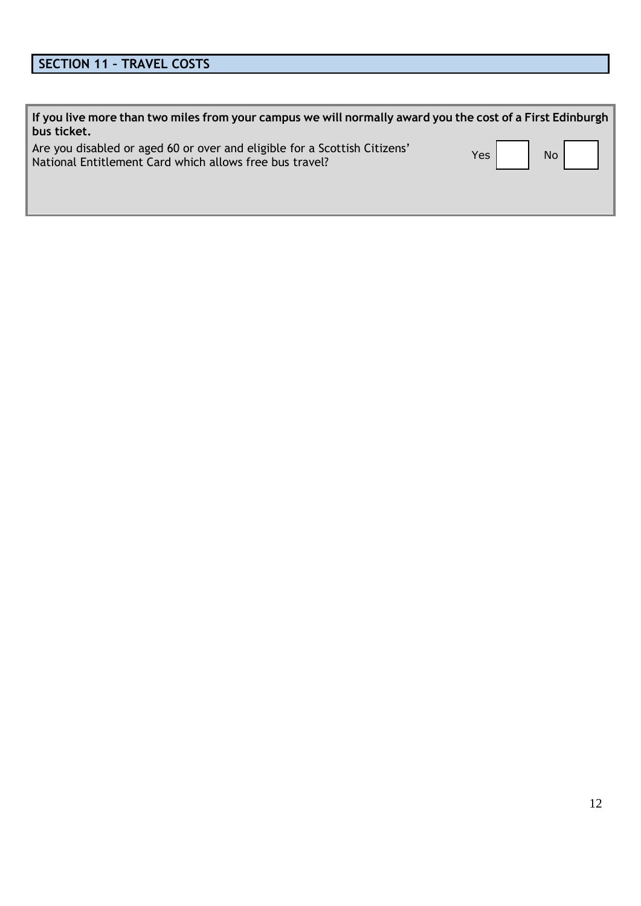## SECTION 11 – TRAVEL COSTS

**If you live more than two miles from your campus we will normally award you the cost of a First Edinburgh bus ticket.**

Are you disabled or aged 60 or over and eligible for a Scottish Citizens' National Entitlement Card which allows free bus travel?

Yes ☐ No ☐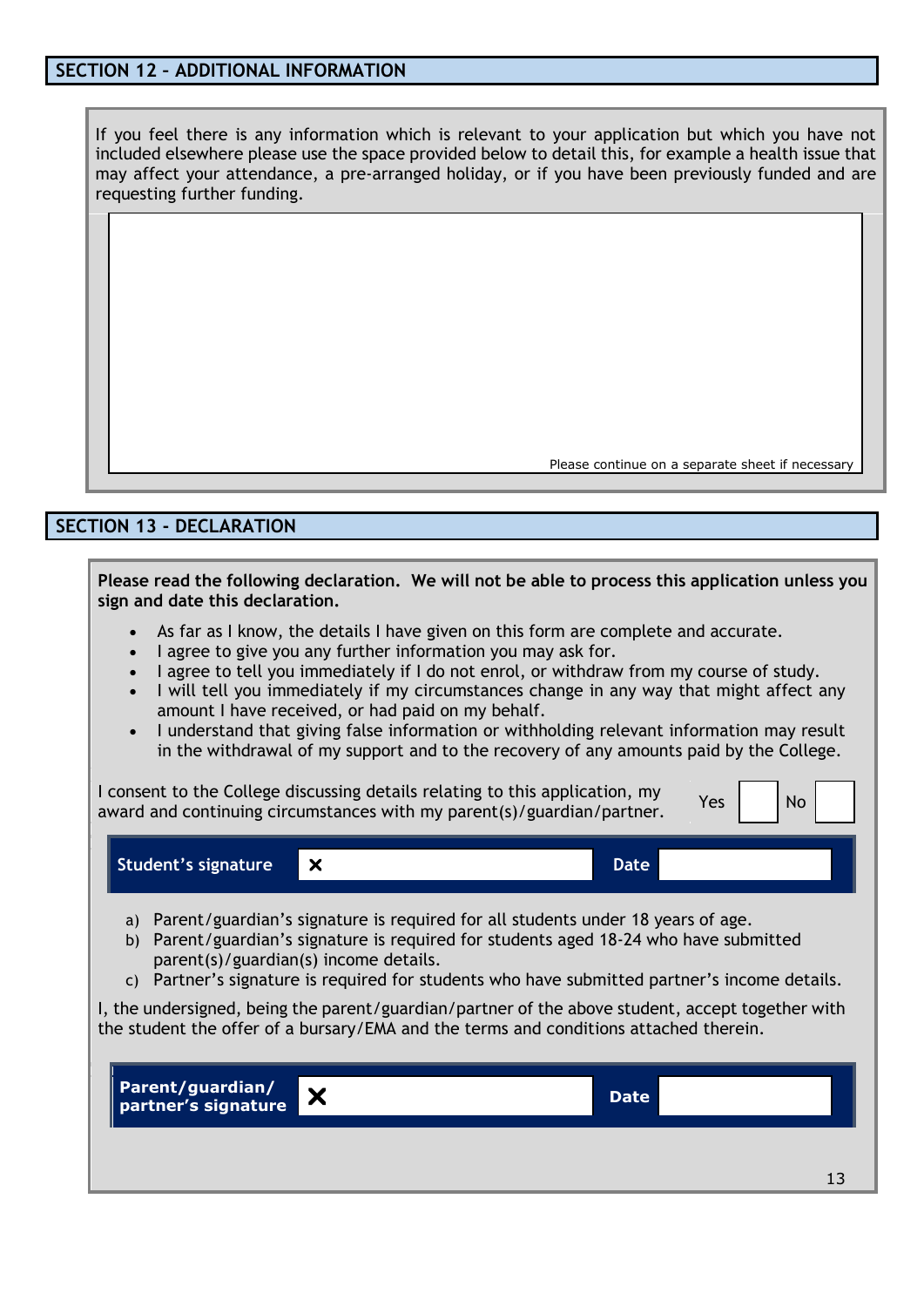## SECTION 12 – ADDITIONAL INFORMATION

If you feel there is any information which is relevant to your application but which you have not included elsewhere please use the space provided below to detail this, for example a health issue that may affect your attendance, a pre-arranged holiday, or if you have been previously funded and are requesting further funding.

Please continue on a separate sheet if necessary

## SECTION 13 - DECLARATION

**Please read the following declaration. We will not be able to process this application unless you sign and date this declaration.**

- As far as I know, the details I have given on this form are complete and accurate.
- I agree to give you any further information you may ask for.
- I agree to tell you immediately if I do not enrol, or withdraw from my course of study.
- I will tell you immediately if my circumstances change in any way that might affect any amount I have received, or had paid on my behalf.
- I understand that giving false information or withholding relevant information may result in the withdrawal of my support and to the recovery of any amounts paid by the College.

I consent to the College discussing details relating to this application, my award and continuing circumstances with my parent(s)/guardian/partner. Yes ☐ No ☐

| **Student's signature** | ✕ | **Date** | |
|---|---|---|---|

a) Parent/guardian's signature is required for all students under 18 years of age.
b) Parent/guardian's signature is required for students aged 18-24 who have submitted parent(s)/guardian(s) income details.
c) Partner's signature is required for students who have submitted partner's income details.

I, the undersigned, being the parent/guardian/partner of the above student, accept together with the student the offer of a bursary/EMA and the terms and conditions attached therein.

| **Parent/guardian/ partner's signature** | ✕ | **Date** | |
|---|---|---|---|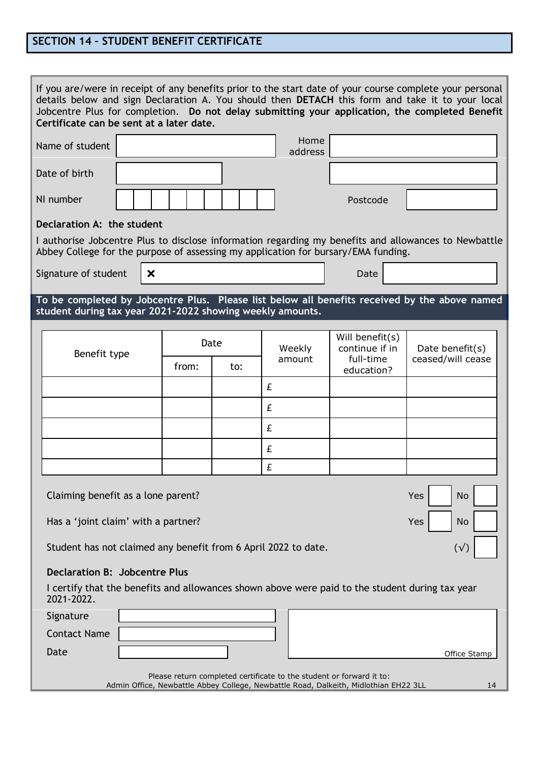## SECTION 14 – STUDENT BENEFIT CERTIFICATE

If you are/were in receipt of any benefits prior to the start date of your course complete your personal details below and sign Declaration A. You should then **DETACH** this form and take it to your local Jobcentre Plus for completion. **Do not delay submitting your application, the completed Benefit Certificate can be sent at a later date.**

| | | | |
|---|---|---|---|
| Name of student | | Home address | |
| Date of birth | | | |
| NI number | | Postcode | |

**Declaration A: the student**

I authorise Jobcentre Plus to disclose information regarding my benefits and allowances to Newbattle Abbey College for the purpose of assessing my application for bursary/EMA funding.

Signature of student ✕ ______________________ Date ____________

**To be completed by Jobcentre Plus. Please list below all benefits received by the above named student during tax year 2021-2022 showing weekly amounts.**

| Benefit type | Date | | Weekly amount | Will benefit(s) continue if in full-time education? | Date benefit(s) ceased/will cease |
|---|---|---|---|---|---|
| | from: | to: | | | |
| | | | £ | | |
| | | | £ | | |
| | | | £ | | |
| | | | £ | | |
| | | | £ | | |

Claiming benefit as a lone parent? Yes ☐ No ☐

Has a 'joint claim' with a partner? Yes ☐ No ☐

Student has not claimed any benefit from 6 April 2022 to date. (√) ☐

**Declaration B: Jobcentre Plus**

I certify that the benefits and allowances shown above were paid to the student during tax year 2021-2022.

Signature ______________________

Contact Name ______________________

Date ______________________

Office Stamp

Please return completed certificate to the student or forward it to:
Admin Office, Newbattle Abbey College, Newbattle Road, Dalkeith, Midlothian EH22 3LL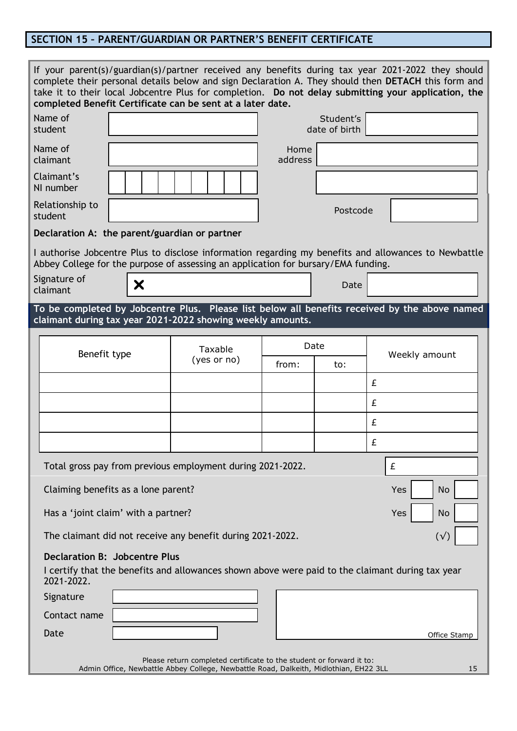## SECTION 15 – PARENT/GUARDIAN OR PARTNER'S BENEFIT CERTIFICATE

If your parent(s)/guardian(s)/partner received any benefits during tax year 2021-2022 they should complete their personal details below and sign Declaration A. They should then **DETACH** this form and take it to their local Jobcentre Plus for completion. **Do not delay submitting your application, the completed Benefit Certificate can be sent at a later date.**

| | | | |
|---|---|---|---|
| Name of student | | Student's date of birth | |
| Name of claimant | | Home address | |
| Claimant's NI number | | | |
| Relationship to student | | Postcode | |

**Declaration A: the parent/guardian or partner**

I authorise Jobcentre Plus to disclose information regarding my benefits and allowances to Newbattle Abbey College for the purpose of assessing an application for bursary/EMA funding.

| | | | |
|---|---|---|---|
| Signature of claimant | ✕ | Date | |

**To be completed by Jobcentre Plus. Please list below all benefits received by the above named claimant during tax year 2021-2022 showing weekly amounts.**

| Benefit type | Taxable (yes or no) | Date | | Weekly amount |
|---|---|---|---|---|
| | | from: | to: | |
| | | | | £ |
| | | | | £ |
| | | | | £ |
| | | | | £ |

Total gross pay from previous employment during 2021-2022. £

Claiming benefits as a lone parent? Yes ☐ No ☐

Has a 'joint claim' with a partner? Yes ☐ No ☐

The claimant did not receive any benefit during 2021-2022. (√) ☐

**Declaration B: Jobcentre Plus**

I certify that the benefits and allowances shown above were paid to the claimant during tax year 2021-2022.

| | |
|---|---|
| Signature | |
| Contact name | |
| Date | |

Office Stamp

Please return completed certificate to the student or forward it to:
Admin Office, Newbattle Abbey College, Newbattle Road, Dalkeith, Midlothian, EH22 3LL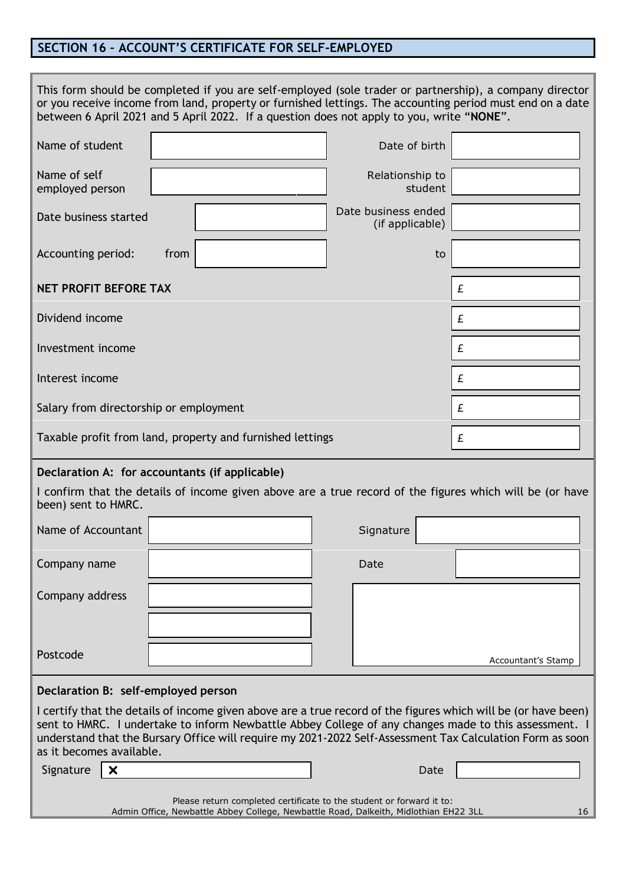## SECTION 16 – ACCOUNT'S CERTIFICATE FOR SELF-EMPLOYED

This form should be completed if you are self-employed (sole trader or partnership), a company director or you receive income from land, property or furnished lettings. The accounting period must end on a date between 6 April 2021 and 5 April 2022. If a question does not apply to you, write "**NONE**".

| | | | |
|---|---|---|---|
| Name of student | | Date of birth | |
| Name of self employed person | | Relationship to student | |
| Date business started | | Date business ended (if applicable) | |
| Accounting period: from | | to | |

| | |
|---|---|
| **NET PROFIT BEFORE TAX** | £ |
| Dividend income | £ |
| Investment income | £ |
| Interest income | £ |
| Salary from directorship or employment | £ |
| Taxable profit from land, property and furnished lettings | £ |

### Declaration A: for accountants (if applicable)

I confirm that the details of income given above are a true record of the figures which will be (or have been) sent to HMRC.

| | | | |
|---|---|---|---|
| Name of Accountant | | Signature | |
| Company name | | Date | |
| Company address | | | |
| | | | |
| Postcode | | Accountant's Stamp | |

### Declaration B: self-employed person

I certify that the details of income given above are a true record of the figures which will be (or have been) sent to HMRC. I undertake to inform Newbattle Abbey College of any changes made to this assessment. I understand that the Bursary Office will require my 2021-2022 Self-Assessment Tax Calculation Form as soon as it becomes available.

| | | | |
|---|---|---|---|
| Signature | ✕ | Date | |

Please return completed certificate to the student or forward it to:
Admin Office, Newbattle Abbey College, Newbattle Road, Dalkeith, Midlothian EH22 3LL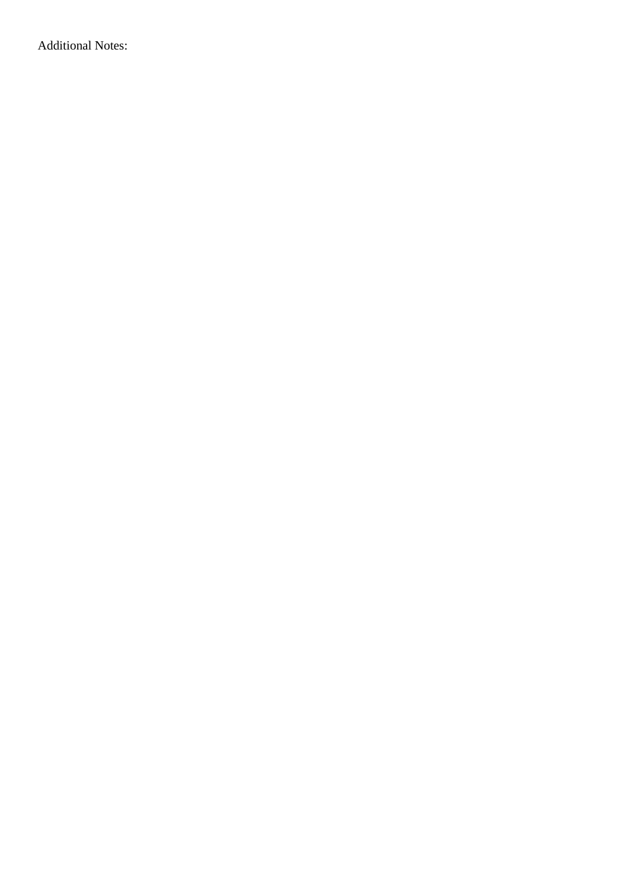Additional Notes: